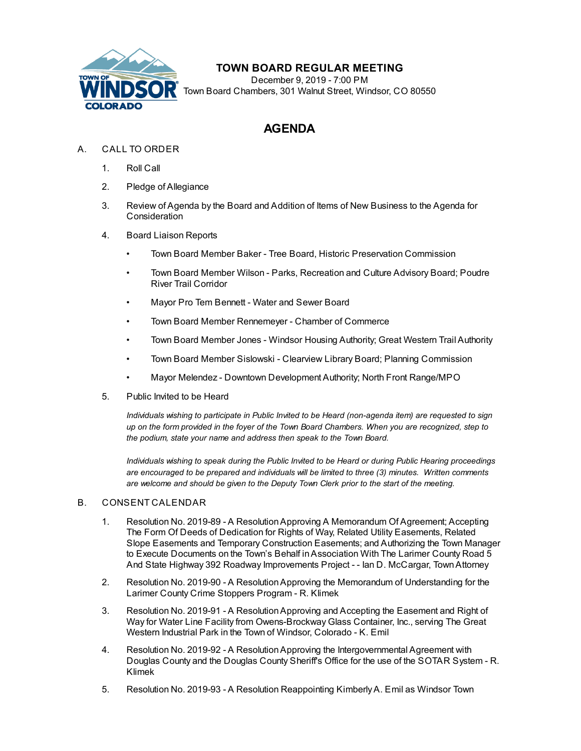# TOWN BOARD REGULAR MEETING

December 9, 2019 - 7:00 PM
Town Board Chambers, 301 Walnut Street, Windsor, CO 80550

## AGENDA

A. CALL TO ORDER

1. Roll Call
2. Pledge of Allegiance
3. Review of Agenda by the Board and Addition of Items of New Business to the Agenda for Consideration
4. Board Liaison Reports
   - Town Board Member Baker - Tree Board, Historic Preservation Commission
   - Town Board Member Wilson - Parks, Recreation and Culture Advisory Board; Poudre River Trail Corridor
   - Mayor Pro Tem Bennett - Water and Sewer Board
   - Town Board Member Rennemeyer - Chamber of Commerce
   - Town Board Member Jones - Windsor Housing Authority; Great Western Trail Authority
   - Town Board Member Sislowski - Clearview Library Board; Planning Commission
   - Mayor Melendez - Downtown Development Authority; North Front Range/MPO
5. Public Invited to be Heard

   *Individuals wishing to participate in Public Invited to be Heard (non-agenda item) are requested to sign up on the form provided in the foyer of the Town Board Chambers. When you are recognized, step to the podium, state your name and address then speak to the Town Board.*

   *Individuals wishing to speak during the Public Invited to be Heard or during Public Hearing proceedings are encouraged to be prepared and individuals will be limited to three (3) minutes. Written comments are welcome and should be given to the Deputy Town Clerk prior to the start of the meeting.*

B. CONSENT CALENDAR

1. Resolution No. 2019-89 - A Resolution Approving A Memorandum Of Agreement; Accepting The Form Of Deeds of Dedication for Rights of Way, Related Utility Easements, Related Slope Easements and Temporary Construction Easements; and Authorizing the Town Manager to Execute Documents on the Town's Behalf in Association With The Larimer County Road 5 And State Highway 392 Roadway Improvements Project - - Ian D. McCargar, Town Attorney
2. Resolution No. 2019-90 - A Resolution Approving the Memorandum of Understanding for the Larimer County Crime Stoppers Program - R. Klimek
3. Resolution No. 2019-91 - A Resolution Approving and Accepting the Easement and Right of Way for Water Line Facility from Owens-Brockway Glass Container, Inc., serving The Great Western Industrial Park in the Town of Windsor, Colorado - K. Emil
4. Resolution No. 2019-92 - A Resolution Approving the Intergovernmental Agreement with Douglas County and the Douglas County Sheriff's Office for the use of the SOTAR System - R. Klimek
5. Resolution No. 2019-93 - A Resolution Reappointing Kimberly A. Emil as Windsor Town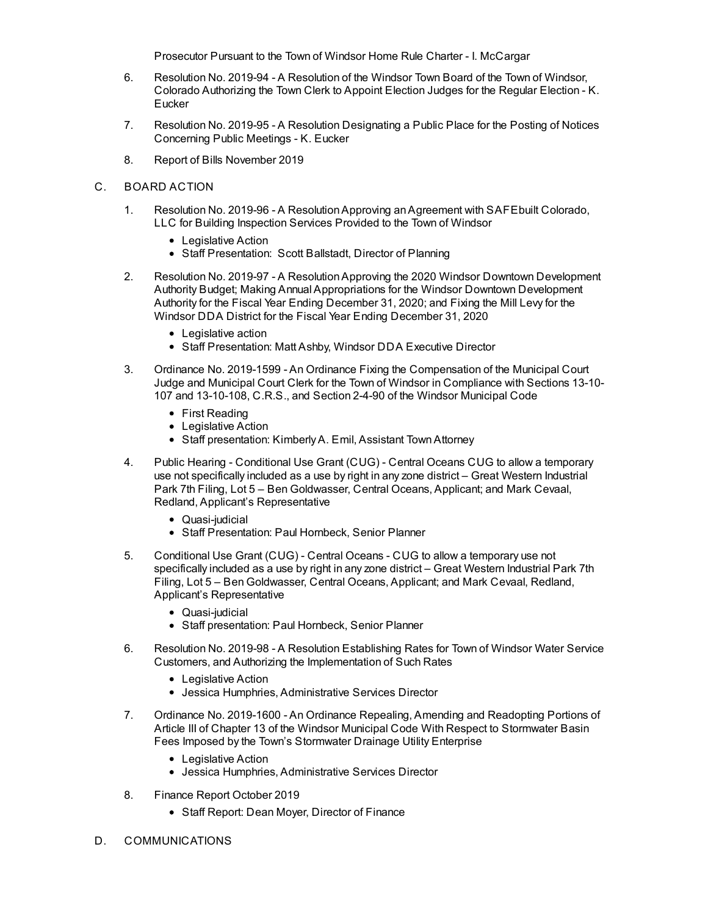Prosecutor Pursuant to the Town of Windsor Home Rule Charter - I. McCargar

6. Resolution No. 2019-94 - A Resolution of the Windsor Town Board of the Town of Windsor, Colorado Authorizing the Town Clerk to Appoint Election Judges for the Regular Election - K. Eucker

7. Resolution No. 2019-95 - A Resolution Designating a Public Place for the Posting of Notices Concerning Public Meetings - K. Eucker

8. Report of Bills November 2019

C. BOARD ACTION

1. Resolution No. 2019-96 - A Resolution Approving an Agreement with SAFEbuilt Colorado, LLC for Building Inspection Services Provided to the Town of Windsor
   - Legislative Action
   - Staff Presentation: Scott Ballstadt, Director of Planning

2. Resolution No. 2019-97 - A Resolution Approving the 2020 Windsor Downtown Development Authority Budget; Making Annual Appropriations for the Windsor Downtown Development Authority for the Fiscal Year Ending December 31, 2020; and Fixing the Mill Levy for the Windsor DDA District for the Fiscal Year Ending December 31, 2020
   - Legislative action
   - Staff Presentation: Matt Ashby, Windsor DDA Executive Director

3. Ordinance No. 2019-1599 - An Ordinance Fixing the Compensation of the Municipal Court Judge and Municipal Court Clerk for the Town of Windsor in Compliance with Sections 13-10-107 and 13-10-108, C.R.S., and Section 2-4-90 of the Windsor Municipal Code
   - First Reading
   - Legislative Action
   - Staff presentation: Kimberly A. Emil, Assistant Town Attorney

4. Public Hearing - Conditional Use Grant (CUG) - Central Oceans CUG to allow a temporary use not specifically included as a use by right in any zone district – Great Western Industrial Park 7th Filing, Lot 5 – Ben Goldwasser, Central Oceans, Applicant; and Mark Cevaal, Redland, Applicant's Representative
   - Quasi-judicial
   - Staff Presentation: Paul Hornbeck, Senior Planner

5. Conditional Use Grant (CUG) - Central Oceans - CUG to allow a temporary use not specifically included as a use by right in any zone district – Great Western Industrial Park 7th Filing, Lot 5 – Ben Goldwasser, Central Oceans, Applicant; and Mark Cevaal, Redland, Applicant's Representative
   - Quasi-judicial
   - Staff presentation: Paul Hornbeck, Senior Planner

6. Resolution No. 2019-98 - A Resolution Establishing Rates for Town of Windsor Water Service Customers, and Authorizing the Implementation of Such Rates
   - Legislative Action
   - Jessica Humphries, Administrative Services Director

7. Ordinance No. 2019-1600 - An Ordinance Repealing, Amending and Readopting Portions of Article III of Chapter 13 of the Windsor Municipal Code With Respect to Stormwater Basin Fees Imposed by the Town's Stormwater Drainage Utility Enterprise
   - Legislative Action
   - Jessica Humphries, Administrative Services Director

8. Finance Report October 2019
   - Staff Report: Dean Moyer, Director of Finance

D. COMMUNICATIONS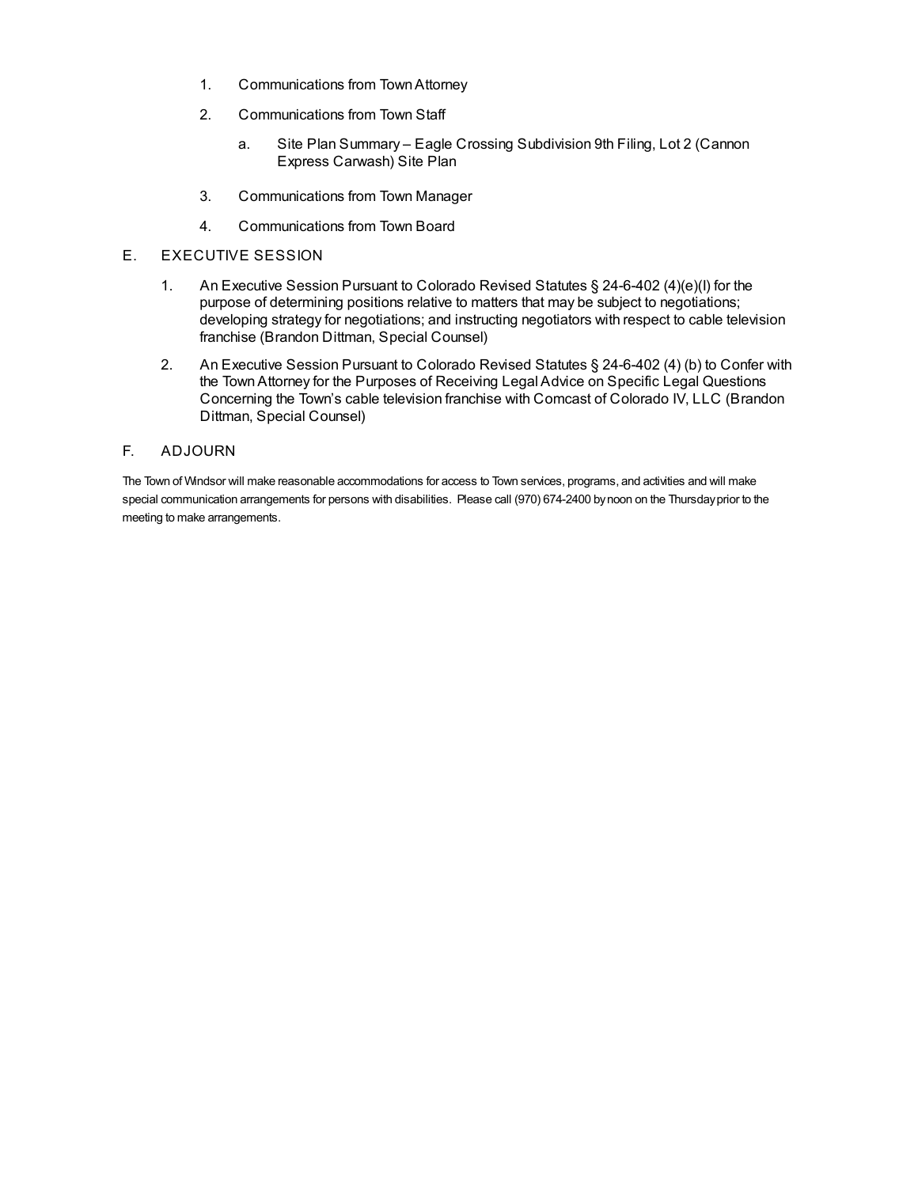1. Communications from Town Attorney

2. Communications from Town Staff

   a. Site Plan Summary – Eagle Crossing Subdivision 9th Filing, Lot 2 (Cannon Express Carwash) Site Plan

3. Communications from Town Manager

4. Communications from Town Board

E. EXECUTIVE SESSION

1. An Executive Session Pursuant to Colorado Revised Statutes § 24-6-402 (4)(e)(I) for the purpose of determining positions relative to matters that may be subject to negotiations; developing strategy for negotiations; and instructing negotiators with respect to cable television franchise (Brandon Dittman, Special Counsel)

2. An Executive Session Pursuant to Colorado Revised Statutes § 24-6-402 (4) (b) to Confer with the Town Attorney for the Purposes of Receiving Legal Advice on Specific Legal Questions Concerning the Town's cable television franchise with Comcast of Colorado IV, LLC (Brandon Dittman, Special Counsel)

F. ADJOURN

The Town of Windsor will make reasonable accommodations for access to Town services, programs, and activities and will make special communication arrangements for persons with disabilities. Please call (970) 674-2400 by noon on the Thursday prior to the meeting to make arrangements.